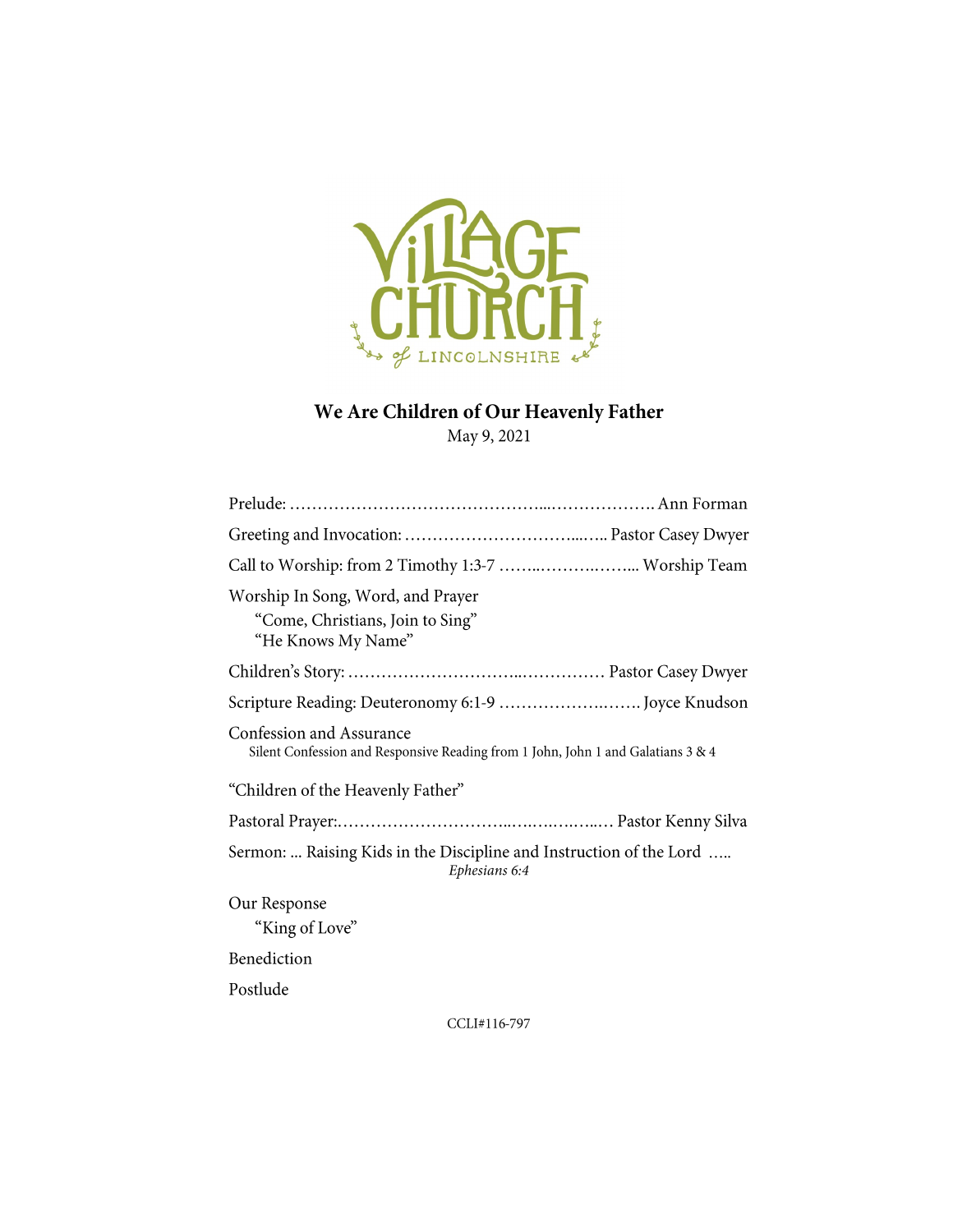Village Church of Lincolnshire

# We Are Children of Our Heavenly Father

May 9, 2021

Prelude: ……………………………………...………………. Ann Forman

Greeting and Invocation: …………………………...….. Pastor Casey Dwyer

Call to Worship: from 2 Timothy 1:3-7 ……..……….……... Worship Team

Worship In Song, Word, and Prayer

"Come, Christians, Join to Sing"
"He Knows My Name"

Children's Story: …………………………..…………… Pastor Casey Dwyer

Scripture Reading: Deuteronomy 6:1-9 ……………….……. Joyce Knudson

Confession and Assurance

Silent Confession and Responsive Reading from 1 John, John 1 and Galatians 3 & 4

"Children of the Heavenly Father"

Pastoral Prayer:…………………………..….….….…..… Pastor Kenny Silva

Sermon: ... Raising Kids in the Discipline and Instruction of the Lord …..
*Ephesians 6:4*

Our Response

"King of Love"

Benediction

Postlude

CCLI#116-797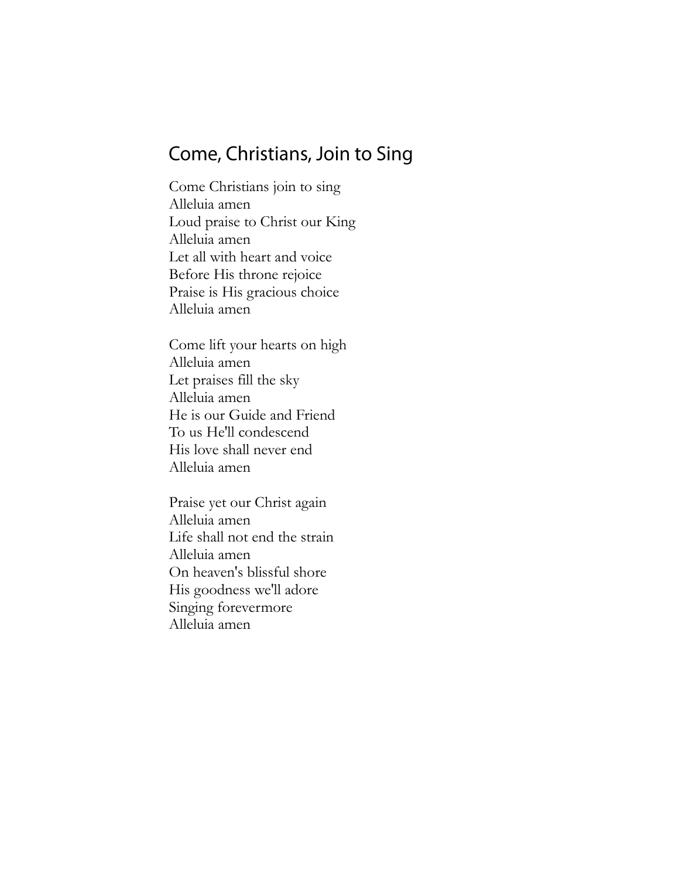## Come, Christians, Join to Sing

Come Christians join to sing
Alleluia amen
Loud praise to Christ our King
Alleluia amen
Let all with heart and voice
Before His throne rejoice
Praise is His gracious choice
Alleluia amen

Come lift your hearts on high
Alleluia amen
Let praises fill the sky
Alleluia amen
He is our Guide and Friend
To us He'll condescend
His love shall never end
Alleluia amen

Praise yet our Christ again
Alleluia amen
Life shall not end the strain
Alleluia amen
On heaven's blissful shore
His goodness we'll adore
Singing forevermore
Alleluia amen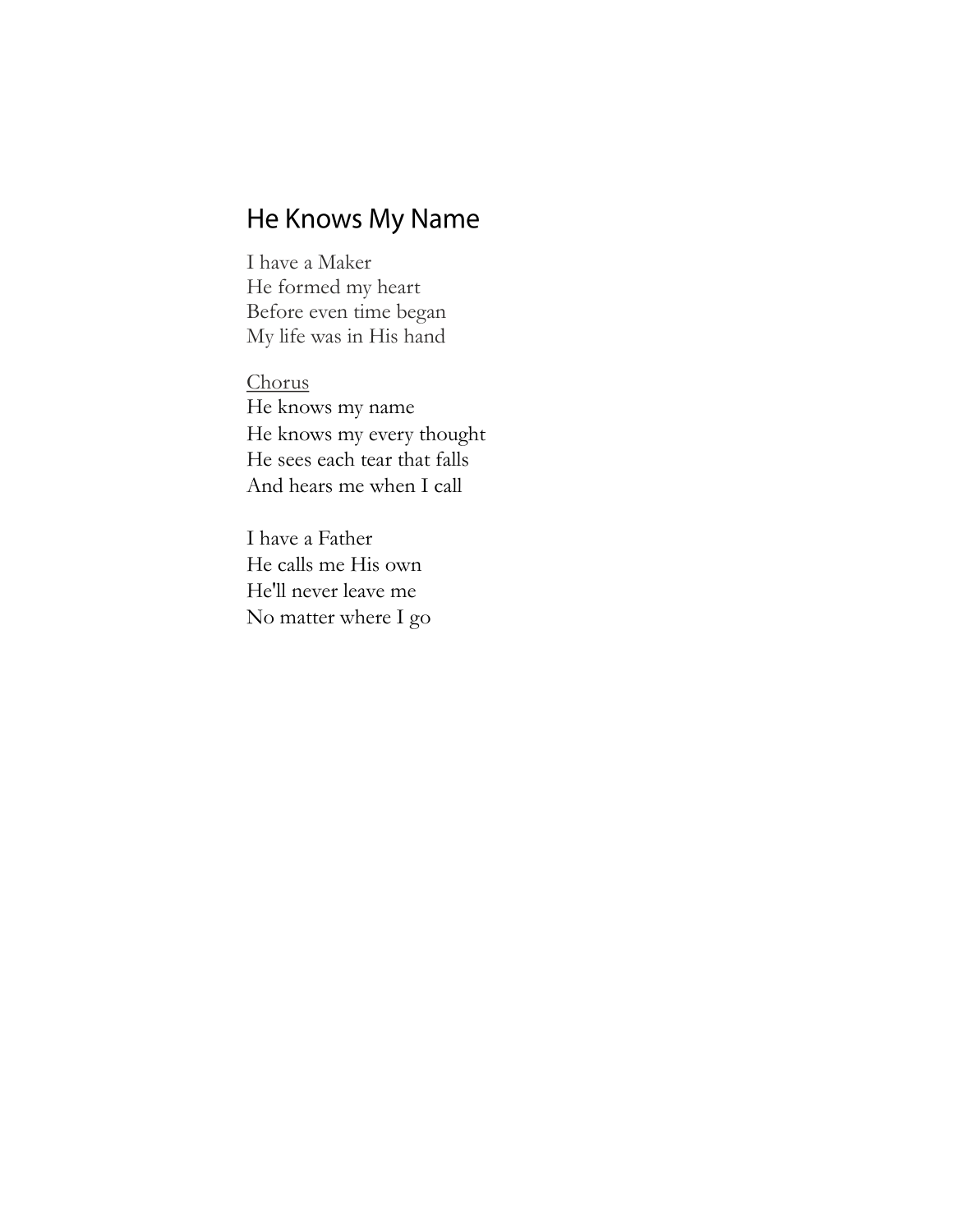## He Knows My Name

I have a Maker  
He formed my heart  
Before even time began  
My life was in His hand

<u>Chorus</u>  
He knows my name  
He knows my every thought  
He sees each tear that falls  
And hears me when I call

I have a Father  
He calls me His own  
He'll never leave me  
No matter where I go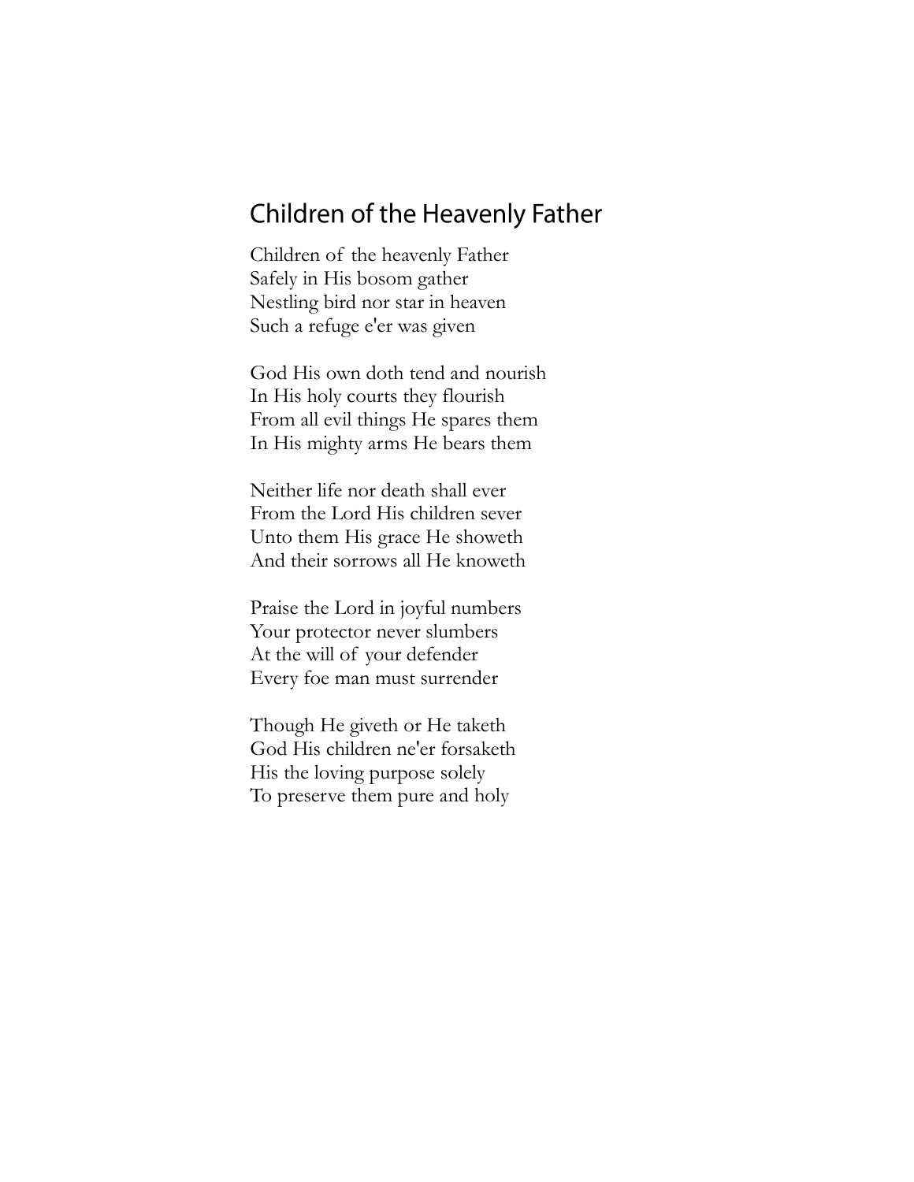## Children of the Heavenly Father

Children of the heavenly Father  
Safely in His bosom gather  
Nestling bird nor star in heaven  
Such a refuge e'er was given

God His own doth tend and nourish  
In His holy courts they flourish  
From all evil things He spares them  
In His mighty arms He bears them

Neither life nor death shall ever  
From the Lord His children sever  
Unto them His grace He showeth  
And their sorrows all He knoweth

Praise the Lord in joyful numbers  
Your protector never slumbers  
At the will of your defender  
Every foe man must surrender

Though He giveth or He taketh  
God His children ne'er forsaketh  
His the loving purpose solely  
To preserve them pure and holy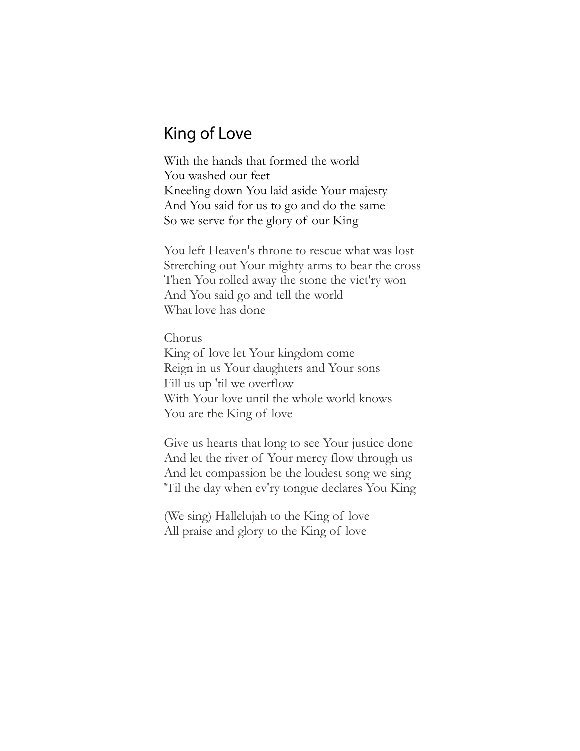# King of Love

With the hands that formed the world
You washed our feet
Kneeling down You laid aside Your majesty
And You said for us to go and do the same
So we serve for the glory of our King

You left Heaven's throne to rescue what was lost
Stretching out Your mighty arms to bear the cross
Then You rolled away the stone the vict'ry won
And You said go and tell the world
What love has done

Chorus
King of love let Your kingdom come
Reign in us Your daughters and Your sons
Fill us up 'til we overflow
With Your love until the whole world knows
You are the King of love

Give us hearts that long to see Your justice done
And let the river of Your mercy flow through us
And let compassion be the loudest song we sing
'Til the day when ev'ry tongue declares You King

(We sing) Hallelujah to the King of love
All praise and glory to the King of love